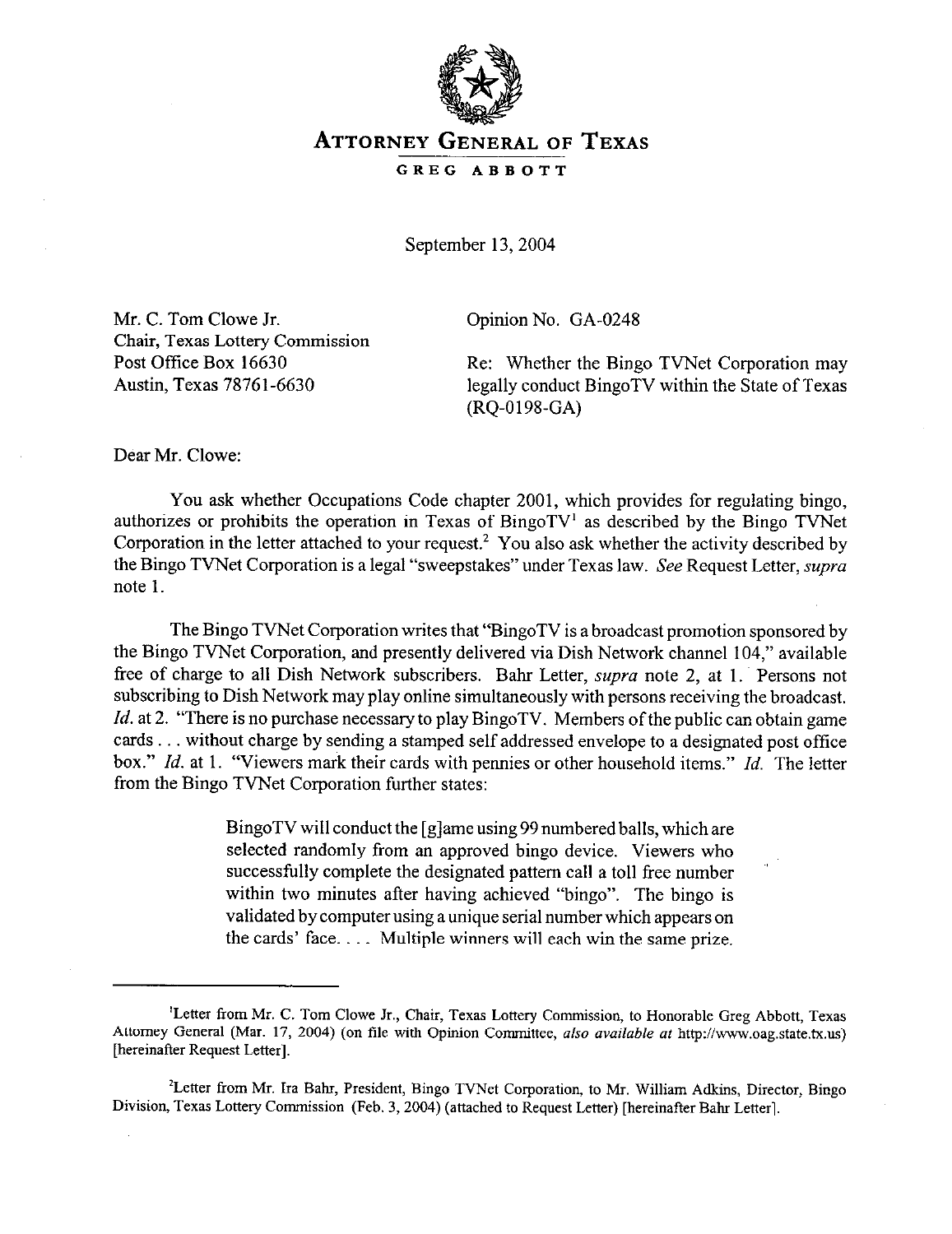# ATTORNEY GENERAL OF TEXAS

**GREG ABBOTT**

September 13, 2004

Mr. C. Tom Clowe Jr.
Chair, Texas Lottery Commission
Post Office Box 16630
Austin, Texas 78761-6630

Opinion No. GA-0248

Re: Whether the Bingo TVNet Corporation may legally conduct BingoTV within the State of Texas (RQ-0198-GA)

Dear Mr. Clowe:

You ask whether Occupations Code chapter 2001, which provides for regulating bingo, authorizes or prohibits the operation in Texas of BingoTV[1] as described by the Bingo TVNet Corporation in the letter attached to your request.[2] You also ask whether the activity described by the Bingo TVNet Corporation is a legal "sweepstakes" under Texas law. *See* Request Letter, *supra* note 1.

The Bingo TVNet Corporation writes that "BingoTV is a broadcast promotion sponsored by the Bingo TVNet Corporation, and presently delivered via Dish Network channel 104," available free of charge to all Dish Network subscribers. Bahr Letter, *supra* note 2, at 1. Persons not subscribing to Dish Network may play online simultaneously with persons receiving the broadcast. *Id.* at 2. "There is no purchase necessary to play BingoTV. Members of the public can obtain game cards . . . without charge by sending a stamped self addressed envelope to a designated post office box." *Id.* at 1. "Viewers mark their cards with pennies or other household items." *Id.* The letter from the Bingo TVNet Corporation further states:

> BingoTV will conduct the [g]ame using 99 numbered balls, which are selected randomly from an approved bingo device. Viewers who successfully complete the designated pattern call a toll free number within two minutes after having achieved "bingo". The bingo is validated by computer using a unique serial number which appears on the cards' face. . . . Multiple winners will each win the same prize.

---

[1] Letter from Mr. C. Tom Clowe Jr., Chair, Texas Lottery Commission, to Honorable Greg Abbott, Texas Attorney General (Mar. 17, 2004) (on file with Opinion Committee, *also available at* http://www.oag.state.tx.us) [hereinafter Request Letter].

[2] Letter from Mr. Ira Bahr, President, Bingo TVNet Corporation, to Mr. William Adkins, Director, Bingo Division, Texas Lottery Commission (Feb. 3, 2004) (attached to Request Letter) [hereinafter Bahr Letter].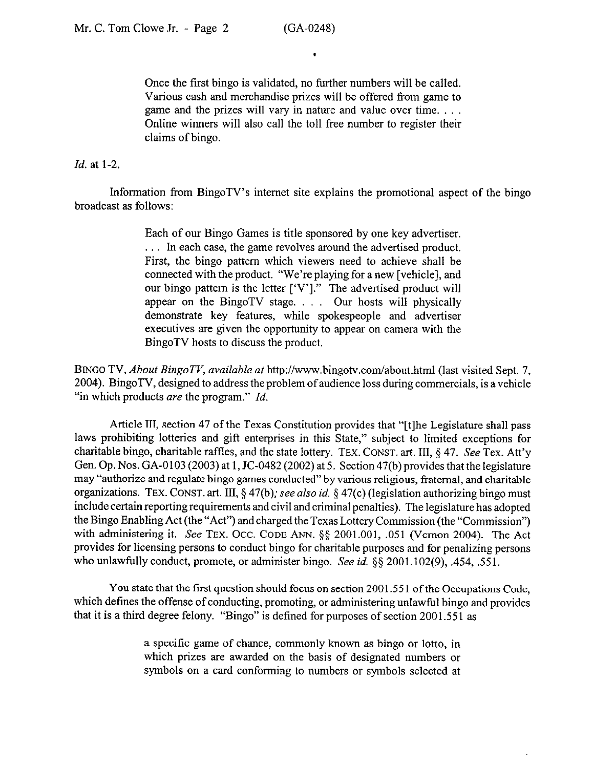Once the first bingo is validated, no further numbers will be called. Various cash and merchandise prizes will be offered from game to game and the prizes will vary in nature and value over time. . . . Online winners will also call the toll free number to register their claims of bingo.

*Id.* at 1-2.

Information from BingoTV's internet site explains the promotional aspect of the bingo broadcast as follows:

> Each of our Bingo Games is title sponsored by one key advertiser. . . . In each case, the game revolves around the advertised product. First, the bingo pattern which viewers need to achieve shall be connected with the product. "We're playing for a new [vehicle], and our bingo pattern is the letter ['V']." The advertised product will appear on the BingoTV stage. . . . Our hosts will physically demonstrate key features, while spokespeople and advertiser executives are given the opportunity to appear on camera with the BingoTV hosts to discuss the product.

BINGO TV, *About BingoTV*, *available at* http://www.bingotv.com/about.html (last visited Sept. 7, 2004). BingoTV, designed to address the problem of audience loss during commercials, is a vehicle "in which products *are* the program." *Id.*

Article III, section 47 of the Texas Constitution provides that "[t]he Legislature shall pass laws prohibiting lotteries and gift enterprises in this State," subject to limited exceptions for charitable bingo, charitable raffles, and the state lottery. TEX. CONST. art. III, § 47. *See* Tex. Att'y Gen. Op. Nos. GA-0103 (2003) at 1, JC-0482 (2002) at 5. Section 47(b) provides that the legislature may "authorize and regulate bingo games conducted" by various religious, fraternal, and charitable organizations. TEX. CONST. art. III, § 47(b); *see also id.* § 47(c) (legislation authorizing bingo must include certain reporting requirements and civil and criminal penalties). The legislature has adopted the Bingo Enabling Act (the "Act") and charged the Texas Lottery Commission (the "Commission") with administering it. *See* TEX. OCC. CODE ANN. §§ 2001.001, .051 (Vernon 2004). The Act provides for licensing persons to conduct bingo for charitable purposes and for penalizing persons who unlawfully conduct, promote, or administer bingo. *See id.* §§ 2001.102(9), .454, .551.

You state that the first question should focus on section 2001.551 of the Occupations Code, which defines the offense of conducting, promoting, or administering unlawful bingo and provides that it is a third degree felony. "Bingo" is defined for purposes of section 2001.551 as

> a specific game of chance, commonly known as bingo or lotto, in which prizes are awarded on the basis of designated numbers or symbols on a card conforming to numbers or symbols selected at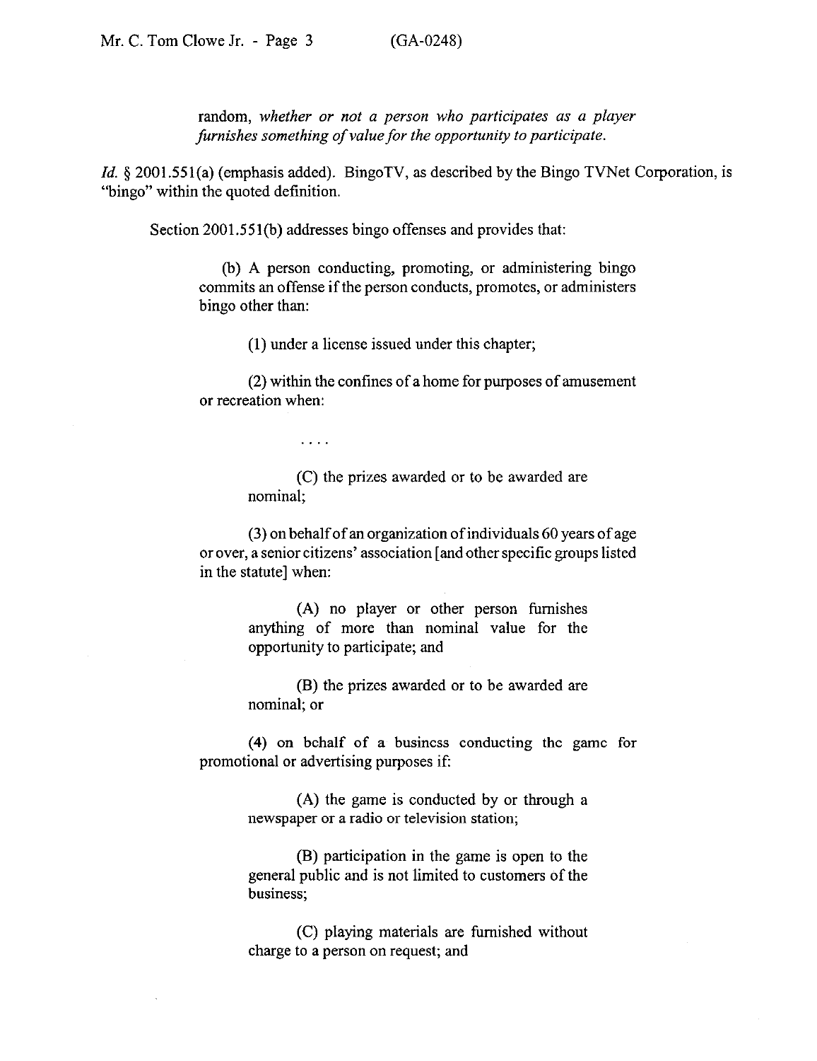> random, *whether or not a person who participates as a player furnishes something of value for the opportunity to participate.*

*Id.* § 2001.551(a) (emphasis added). BingoTV, as described by the Bingo TVNet Corporation, is "bingo" within the quoted definition.

Section 2001.551(b) addresses bingo offenses and provides that:

> (b) A person conducting, promoting, or administering bingo commits an offense if the person conducts, promotes, or administers bingo other than:
>
> (1) under a license issued under this chapter;
>
> (2) within the confines of a home for purposes of amusement or recreation when:
>
> . . . .
>
> (C) the prizes awarded or to be awarded are nominal;
>
> (3) on behalf of an organization of individuals 60 years of age or over, a senior citizens' association [and other specific groups listed in the statute] when:
>
> (A) no player or other person furnishes anything of more than nominal value for the opportunity to participate; and
>
> (B) the prizes awarded or to be awarded are nominal; or
>
> (4) on behalf of a business conducting the game for promotional or advertising purposes if:
>
> (A) the game is conducted by or through a newspaper or a radio or television station;
>
> (B) participation in the game is open to the general public and is not limited to customers of the business;
>
> (C) playing materials are furnished without charge to a person on request; and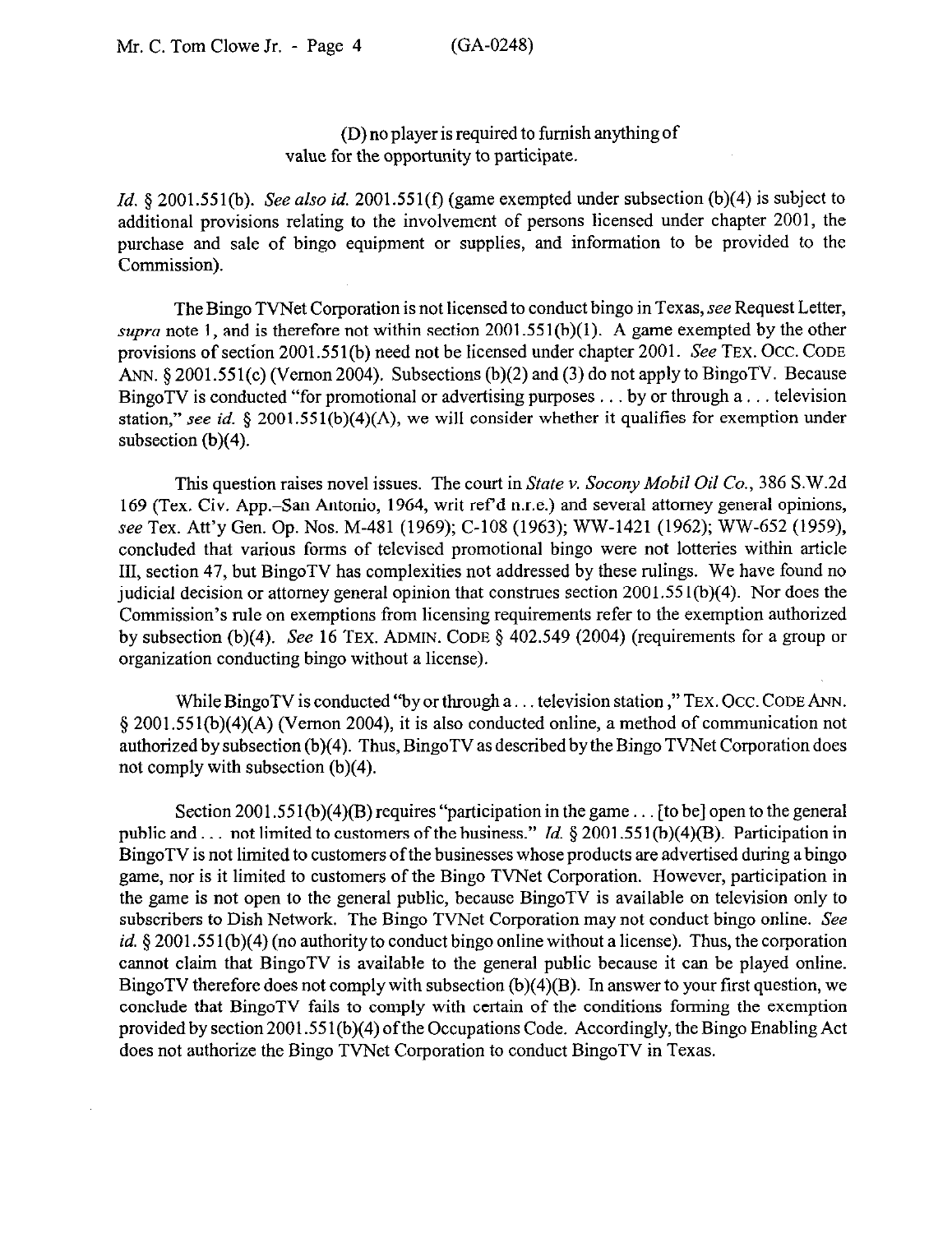(D) no player is required to furnish anything of value for the opportunity to participate.

*Id.* § 2001.551(b). *See also id.* 2001.551(f) (game exempted under subsection (b)(4) is subject to additional provisions relating to the involvement of persons licensed under chapter 2001, the purchase and sale of bingo equipment or supplies, and information to be provided to the Commission).

The Bingo TVNet Corporation is not licensed to conduct bingo in Texas, *see* Request Letter, *supra* note 1, and is therefore not within section 2001.551(b)(1). A game exempted by the other provisions of section 2001.551(b) need not be licensed under chapter 2001. *See* TEX. OCC. CODE ANN. § 2001.551(c) (Vernon 2004). Subsections (b)(2) and (3) do not apply to BingoTV. Because BingoTV is conducted "for promotional or advertising purposes . . . by or through a . . . television station," *see id.* § 2001.551(b)(4)(A), we will consider whether it qualifies for exemption under subsection (b)(4).

This question raises novel issues. The court in *State v. Socony Mobil Oil Co.*, 386 S.W.2d 169 (Tex. Civ. App.–San Antonio, 1964, writ ref'd n.r.e.) and several attorney general opinions, *see* Tex. Att'y Gen. Op. Nos. M-481 (1969); C-108 (1963); WW-1421 (1962); WW-652 (1959), concluded that various forms of televised promotional bingo were not lotteries within article III, section 47, but BingoTV has complexities not addressed by these rulings. We have found no judicial decision or attorney general opinion that construes section 2001.551(b)(4). Nor does the Commission's rule on exemptions from licensing requirements refer to the exemption authorized by subsection (b)(4). *See* 16 TEX. ADMIN. CODE § 402.549 (2004) (requirements for a group or organization conducting bingo without a license).

While BingoTV is conducted "by or through a . . . television station," TEX. OCC. CODE ANN. § 2001.551(b)(4)(A) (Vernon 2004), it is also conducted online, a method of communication not authorized by subsection (b)(4). Thus, BingoTV as described by the Bingo TVNet Corporation does not comply with subsection (b)(4).

Section 2001.551(b)(4)(B) requires "participation in the game . . . [to be] open to the general public and . . . not limited to customers of the business." *Id.* § 2001.551(b)(4)(B). Participation in BingoTV is not limited to customers of the businesses whose products are advertised during a bingo game, nor is it limited to customers of the Bingo TVNet Corporation. However, participation in the game is not open to the general public, because BingoTV is available on television only to subscribers to Dish Network. The Bingo TVNet Corporation may not conduct bingo online. *See id.* § 2001.551(b)(4) (no authority to conduct bingo online without a license). Thus, the corporation cannot claim that BingoTV is available to the general public because it can be played online. BingoTV therefore does not comply with subsection (b)(4)(B). In answer to your first question, we conclude that BingoTV fails to comply with certain of the conditions forming the exemption provided by section 2001.551(b)(4) of the Occupations Code. Accordingly, the Bingo Enabling Act does not authorize the Bingo TVNet Corporation to conduct BingoTV in Texas.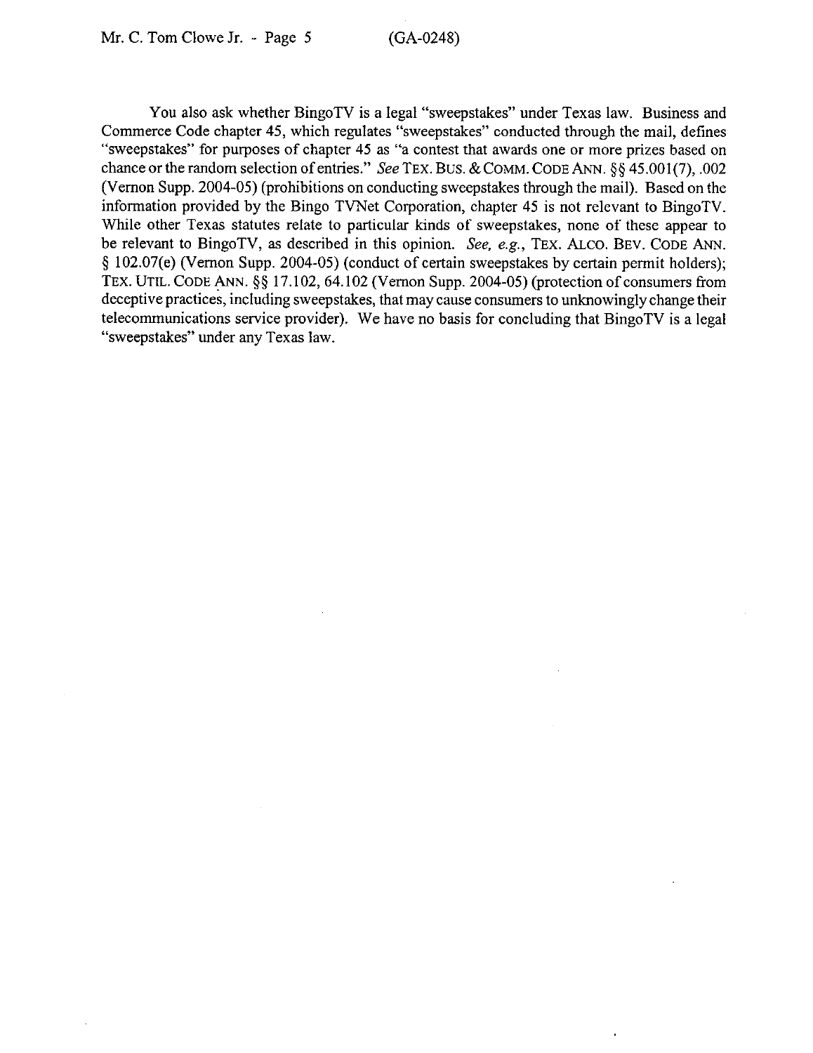You also ask whether BingoTV is a legal "sweepstakes" under Texas law. Business and Commerce Code chapter 45, which regulates "sweepstakes" conducted through the mail, defines "sweepstakes" for purposes of chapter 45 as "a contest that awards one or more prizes based on chance or the random selection of entries." *See* TEX. BUS. & COMM. CODE ANN. §§ 45.001(7), .002 (Vernon Supp. 2004-05) (prohibitions on conducting sweepstakes through the mail). Based on the information provided by the Bingo TVNet Corporation, chapter 45 is not relevant to BingoTV. While other Texas statutes relate to particular kinds of sweepstakes, none of these appear to be relevant to BingoTV, as described in this opinion. *See, e.g.*, TEX. ALCO. BEV. CODE ANN. § 102.07(e) (Vernon Supp. 2004-05) (conduct of certain sweepstakes by certain permit holders); TEX. UTIL. CODE ANN. §§ 17.102, 64.102 (Vernon Supp. 2004-05) (protection of consumers from deceptive practices, including sweepstakes, that may cause consumers to unknowingly change their telecommunications service provider). We have no basis for concluding that BingoTV is a legal "sweepstakes" under any Texas law.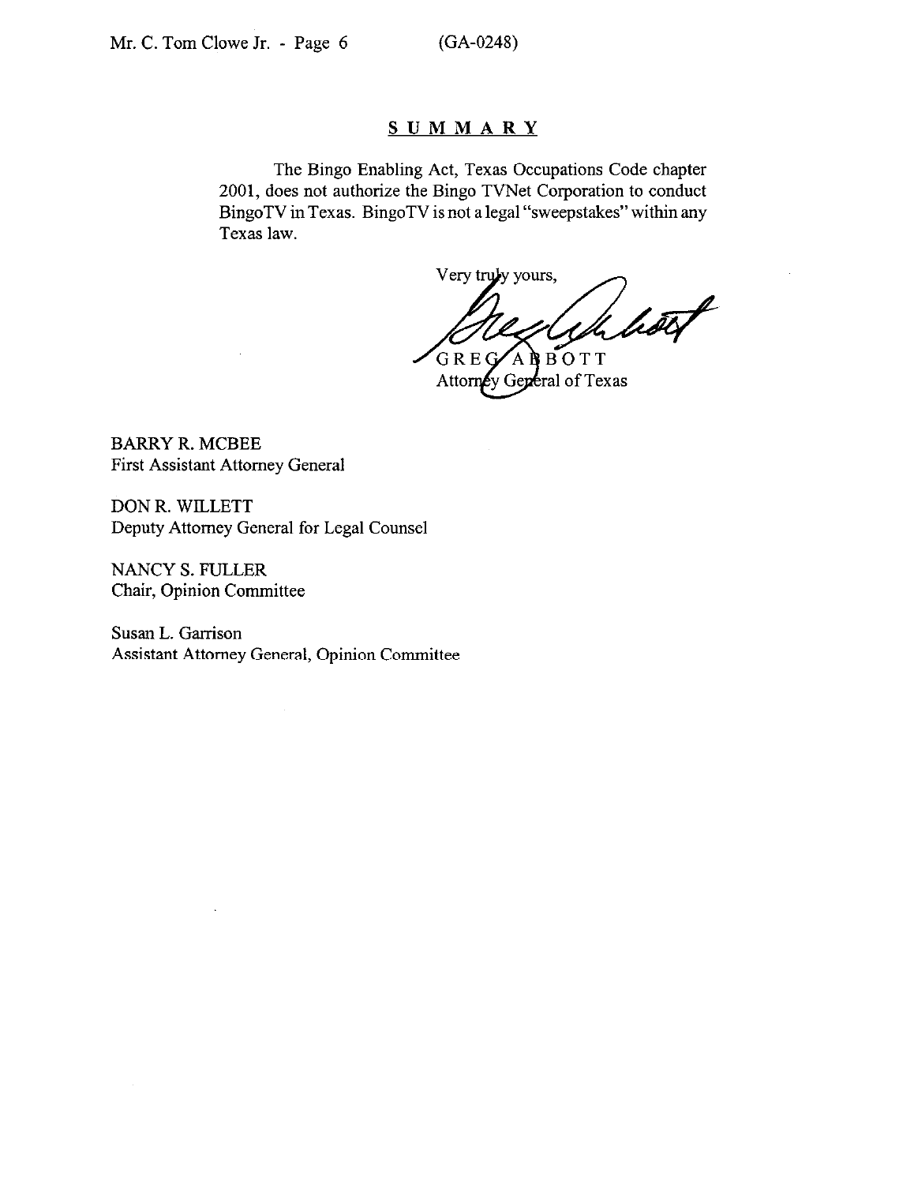## SUMMARY

The Bingo Enabling Act, Texas Occupations Code chapter 2001, does not authorize the Bingo TVNet Corporation to conduct BingoTV in Texas. BingoTV is not a legal "sweepstakes" within any Texas law.

Very truly yours,

GREG ABBOTT
Attorney General of Texas

BARRY R. MCBEE
First Assistant Attorney General

DON R. WILLETT
Deputy Attorney General for Legal Counsel

NANCY S. FULLER
Chair, Opinion Committee

Susan L. Garrison
Assistant Attorney General, Opinion Committee